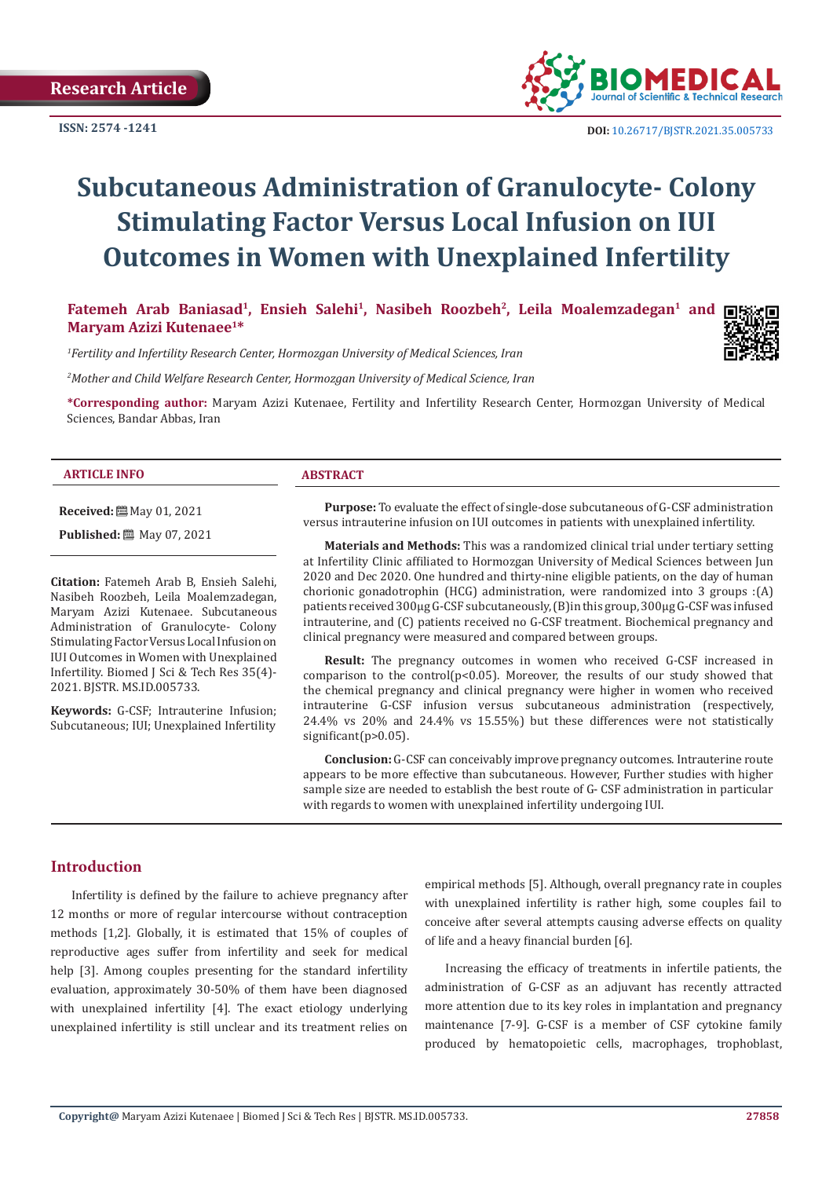Research Article

ISSN: 2574 -1241

DOI: 10.26717/BJSTR.2021.35.005733

# Subcutaneous Administration of Granulocyte- Colony Stimulating Factor Versus Local Infusion on IUI Outcomes in Women with Unexplained Infertility

**Fatemeh Arab Baniasad[1], Ensieh Salehi[1], Nasibeh Roozbeh[2], Leila Moalemzadegan[1] and Maryam Azizi Kutenaee[1]***

*[1]Fertility and Infertility Research Center, Hormozgan University of Medical Sciences, Iran*

*[2]Mother and Child Welfare Research Center, Hormozgan University of Medical Science, Iran*

***Corresponding author:** Maryam Azizi Kutenaee, Fertility and Infertility Research Center, Hormozgan University of Medical Sciences, Bandar Abbas, Iran

**ARTICLE INFO**

**Received:** May 01, 2021

**Published:** May 07, 2021

**Citation:** Fatemeh Arab B, Ensieh Salehi, Nasibeh Roozbeh, Leila Moalemzadegan, Maryam Azizi Kutenaee. Subcutaneous Administration of Granulocyte- Colony Stimulating Factor Versus Local Infusion on IUI Outcomes in Women with Unexplained Infertility. Biomed J Sci & Tech Res 35(4)-2021. BJSTR. MS.ID.005733.

**Keywords:** G-CSF; Intrauterine Infusion; Subcutaneous; IUI; Unexplained Infertility

**ABSTRACT**

**Purpose:** To evaluate the effect of single-dose subcutaneous of G-CSF administration versus intrauterine infusion on IUI outcomes in patients with unexplained infertility.

**Materials and Methods:** This was a randomized clinical trial under tertiary setting at Infertility Clinic affiliated to Hormozgan University of Medical Sciences between Jun 2020 and Dec 2020. One hundred and thirty-nine eligible patients, on the day of human chorionic gonadotrophin (HCG) administration, were randomized into 3 groups :(A) patients received 300μg G-CSF subcutaneously, (B)in this group, 300μg G-CSF was infused intrauterine, and (C) patients received no G-CSF treatment. Biochemical pregnancy and clinical pregnancy were measured and compared between groups.

**Result:** The pregnancy outcomes in women who received G-CSF increased in comparison to the control($p<0.05$). Moreover, the results of our study showed that the chemical pregnancy and clinical pregnancy were higher in women who received intrauterine G-CSF infusion versus subcutaneous administration (respectively, 24.4% vs 20% and 24.4% vs 15.55%) but these differences were not statistically significant($p>0.05$).

**Conclusion:** G-CSF can conceivably improve pregnancy outcomes. Intrauterine route appears to be more effective than subcutaneous. However, Further studies with higher sample size are needed to establish the best route of G- CSF administration in particular with regards to women with unexplained infertility undergoing IUI.

## Introduction

Infertility is defined by the failure to achieve pregnancy after 12 months or more of regular intercourse without contraception methods [1,2]. Globally, it is estimated that 15% of couples of reproductive ages suffer from infertility and seek for medical help [3]. Among couples presenting for the standard infertility evaluation, approximately 30-50% of them have been diagnosed with unexplained infertility [4]. The exact etiology underlying unexplained infertility is still unclear and its treatment relies on empirical methods [5]. Although, overall pregnancy rate in couples with unexplained infertility is rather high, some couples fail to conceive after several attempts causing adverse effects on quality of life and a heavy financial burden [6].

Increasing the efficacy of treatments in infertile patients, the administration of G-CSF as an adjuvant has recently attracted more attention due to its key roles in implantation and pregnancy maintenance [7-9]. G-CSF is a member of CSF cytokine family produced by hematopoietic cells, macrophages, trophoblast,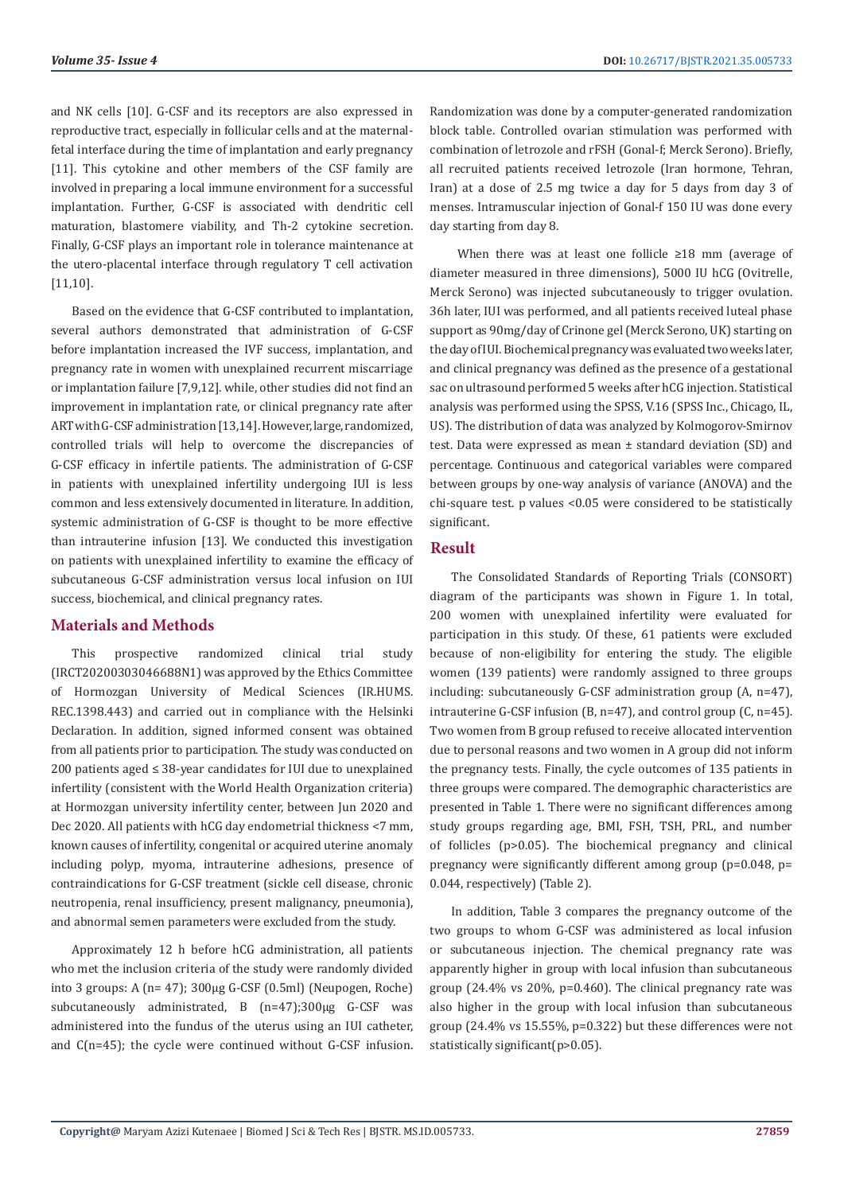and NK cells [10]. G-CSF and its receptors are also expressed in reproductive tract, especially in follicular cells and at the maternal-fetal interface during the time of implantation and early pregnancy [11]. This cytokine and other members of the CSF family are involved in preparing a local immune environment for a successful implantation. Further, G-CSF is associated with dendritic cell maturation, blastomere viability, and Th-2 cytokine secretion. Finally, G-CSF plays an important role in tolerance maintenance at the utero-placental interface through regulatory T cell activation [11,10].

Based on the evidence that G-CSF contributed to implantation, several authors demonstrated that administration of G-CSF before implantation increased the IVF success, implantation, and pregnancy rate in women with unexplained recurrent miscarriage or implantation failure [7,9,12]. while, other studies did not find an improvement in implantation rate, or clinical pregnancy rate after ART with G-CSF administration [13,14]. However, large, randomized, controlled trials will help to overcome the discrepancies of G-CSF efficacy in infertile patients. The administration of G-CSF in patients with unexplained infertility undergoing IUI is less common and less extensively documented in literature. In addition, systemic administration of G-CSF is thought to be more effective than intrauterine infusion [13]. We conducted this investigation on patients with unexplained infertility to examine the efficacy of subcutaneous G-CSF administration versus local infusion on IUI success, biochemical, and clinical pregnancy rates.

## Materials and Methods

This prospective randomized clinical trial study (IRCT20200303046688N1) was approved by the Ethics Committee of Hormozgan University of Medical Sciences (IR.HUMS.REC.1398.443) and carried out in compliance with the Helsinki Declaration. In addition, signed informed consent was obtained from all patients prior to participation. The study was conducted on 200 patients aged ≤ 38-year candidates for IUI due to unexplained infertility (consistent with the World Health Organization criteria) at Hormozgan university infertility center, between Jun 2020 and Dec 2020. All patients with hCG day endometrial thickness <7 mm, known causes of infertility, congenital or acquired uterine anomaly including polyp, myoma, intrauterine adhesions, presence of contraindications for G-CSF treatment (sickle cell disease, chronic neutropenia, renal insufficiency, present malignancy, pneumonia), and abnormal semen parameters were excluded from the study.

Approximately 12 h before hCG administration, all patients who met the inclusion criteria of the study were randomly divided into 3 groups: A (n= 47); 300μg G-CSF (0.5ml) (Neupogen, Roche) subcutaneously administrated, B (n=47);300μg G-CSF was administered into the fundus of the uterus using an IUI catheter, and C(n=45); the cycle were continued without G-CSF infusion. Randomization was done by a computer-generated randomization block table. Controlled ovarian stimulation was performed with combination of letrozole and rFSH (Gonal-f; Merck Serono). Briefly, all recruited patients received letrozole (Iran hormone, Tehran, Iran) at a dose of 2.5 mg twice a day for 5 days from day 3 of menses. Intramuscular injection of Gonal-f 150 IU was done every day starting from day 8.

When there was at least one follicle ≥18 mm (average of diameter measured in three dimensions), 5000 IU hCG (Ovitrelle, Merck Serono) was injected subcutaneously to trigger ovulation. 36h later, IUI was performed, and all patients received luteal phase support as 90mg/day of Crinone gel (Merck Serono, UK) starting on the day of IUI. Biochemical pregnancy was evaluated two weeks later, and clinical pregnancy was defined as the presence of a gestational sac on ultrasound performed 5 weeks after hCG injection. Statistical analysis was performed using the SPSS, V.16 (SPSS Inc., Chicago, IL, US). The distribution of data was analyzed by Kolmogorov-Smirnov test. Data were expressed as mean ± standard deviation (SD) and percentage. Continuous and categorical variables were compared between groups by one-way analysis of variance (ANOVA) and the chi-square test. p values <0.05 were considered to be statistically significant.

## Result

The Consolidated Standards of Reporting Trials (CONSORT) diagram of the participants was shown in Figure 1. In total, 200 women with unexplained infertility were evaluated for participation in this study. Of these, 61 patients were excluded because of non-eligibility for entering the study. The eligible women (139 patients) were randomly assigned to three groups including: subcutaneously G-CSF administration group (A, n=47), intrauterine G-CSF infusion (B, n=47), and control group (C, n=45). Two women from B group refused to receive allocated intervention due to personal reasons and two women in A group did not inform the pregnancy tests. Finally, the cycle outcomes of 135 patients in three groups were compared. The demographic characteristics are presented in Table 1. There were no significant differences among study groups regarding age, BMI, FSH, TSH, PRL, and number of follicles (p>0.05). The biochemical pregnancy and clinical pregnancy were significantly different among group (p=0.048, p= 0.044, respectively) (Table 2).

In addition, Table 3 compares the pregnancy outcome of the two groups to whom G-CSF was administered as local infusion or subcutaneous injection. The chemical pregnancy rate was apparently higher in group with local infusion than subcutaneous group (24.4% vs 20%, p=0.460). The clinical pregnancy rate was also higher in the group with local infusion than subcutaneous group (24.4% vs 15.55%, p=0.322) but these differences were not statistically significant(p>0.05).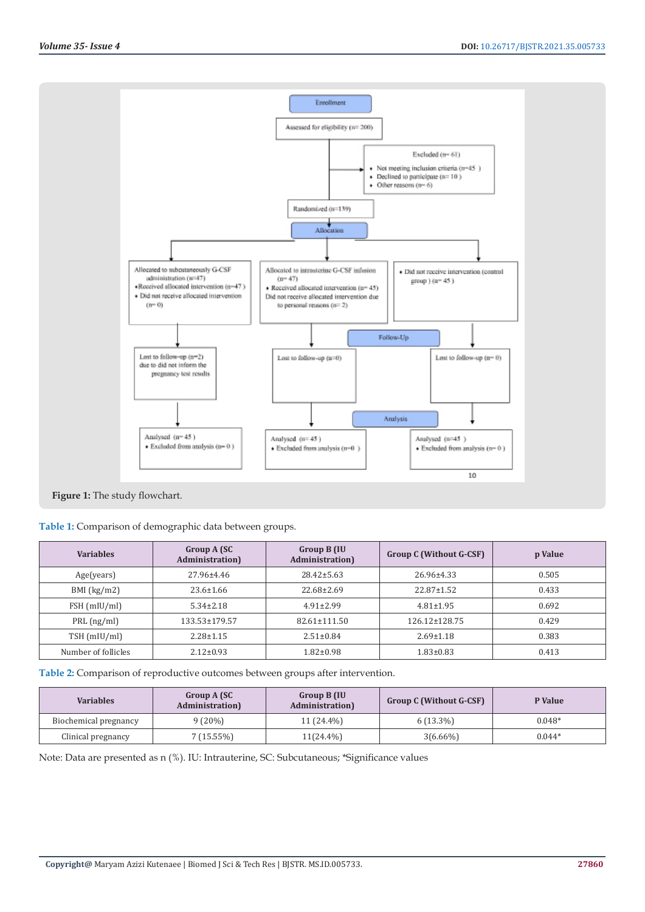Figure 1: The study flowchart.

Table 1: Comparison of demographic data between groups.

| Variables | Group A (SC Administration) | Group B (IU Administration) | Group C (Without G-CSF) | p Value |
|---|---|---|---|---|
| Age(years) | 27.96±4.46 | 28.42±5.63 | 26.96±4.33 | 0.505 |
| BMI (kg/m2) | 23.6±1.66 | 22.68±2.69 | 22.87±1.52 | 0.433 |
| FSH (mIU/ml) | 5.34±2.18 | 4.91±2.99 | 4.81±1.95 | 0.692 |
| PRL (ng/ml) | 133.53±179.57 | 82.61±111.50 | 126.12±128.75 | 0.429 |
| TSH (mIU/ml) | 2.28±1.15 | 2.51±0.84 | 2.69±1.18 | 0.383 |
| Number of follicles | 2.12±0.93 | 1.82±0.98 | 1.83±0.83 | 0.413 |

Table 2: Comparison of reproductive outcomes between groups after intervention.

| Variables | Group A (SC Administration) | Group B (IU Administration) | Group C (Without G-CSF) | P Value |
|---|---|---|---|---|
| Biochemical pregnancy | 9 (20%) | 11 (24.4%) | 6 (13.3%) | 0.048* |
| Clinical pregnancy | 7 (15.55%) | 11(24.4%) | 3(6.66%) | 0.044* |

Note: Data are presented as n (%). IU: Intrauterine, SC: Subcutaneous; *Significance values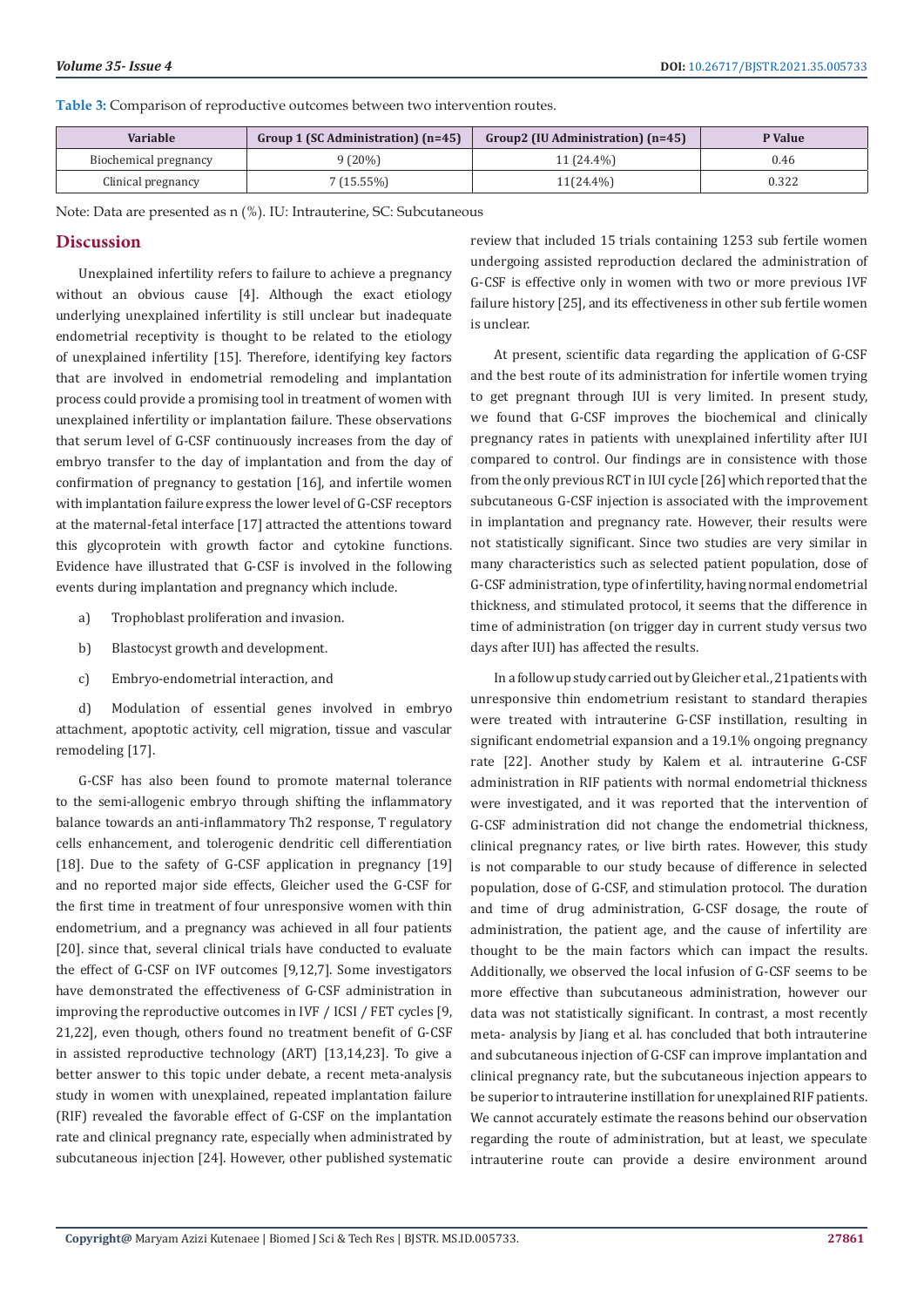**Table 3:** Comparison of reproductive outcomes between two intervention routes.

| Variable | Group 1 (SC Administration) (n=45) | Group2 (IU Administration) (n=45) | P Value |
|---|---|---|---|
| Biochemical pregnancy | 9 (20%) | 11 (24.4%) | 0.46 |
| Clinical pregnancy | 7 (15.55%) | 11(24.4%) | 0.322 |

Note: Data are presented as n (%). IU: Intrauterine, SC: Subcutaneous

## Discussion

Unexplained infertility refers to failure to achieve a pregnancy without an obvious cause [4]. Although the exact etiology underlying unexplained infertility is still unclear but inadequate endometrial receptivity is thought to be related to the etiology of unexplained infertility [15]. Therefore, identifying key factors that are involved in endometrial remodeling and implantation process could provide a promising tool in treatment of women with unexplained infertility or implantation failure. These observations that serum level of G-CSF continuously increases from the day of embryo transfer to the day of implantation and from the day of confirmation of pregnancy to gestation [16], and infertile women with implantation failure express the lower level of G-CSF receptors at the maternal-fetal interface [17] attracted the attentions toward this glycoprotein with growth factor and cytokine functions. Evidence have illustrated that G-CSF is involved in the following events during implantation and pregnancy which include.

a) Trophoblast proliferation and invasion.

b) Blastocyst growth and development.

c) Embryo-endometrial interaction, and

d) Modulation of essential genes involved in embryo attachment, apoptotic activity, cell migration, tissue and vascular remodeling [17].

G-CSF has also been found to promote maternal tolerance to the semi-allogenic embryo through shifting the inflammatory balance towards an anti-inflammatory Th2 response, T regulatory cells enhancement, and tolerogenic dendritic cell differentiation [18]. Due to the safety of G-CSF application in pregnancy [19] and no reported major side effects, Gleicher used the G-CSF for the first time in treatment of four unresponsive women with thin endometrium, and a pregnancy was achieved in all four patients [20]. since that, several clinical trials have conducted to evaluate the effect of G-CSF on IVF outcomes [9,12,7]. Some investigators have demonstrated the effectiveness of G-CSF administration in improving the reproductive outcomes in IVF / ICSI / FET cycles [9, 21,22], even though, others found no treatment benefit of G-CSF in assisted reproductive technology (ART) [13,14,23]. To give a better answer to this topic under debate, a recent meta-analysis study in women with unexplained, repeated implantation failure (RIF) revealed the favorable effect of G-CSF on the implantation rate and clinical pregnancy rate, especially when administrated by subcutaneous injection [24]. However, other published systematic review that included 15 trials containing 1253 sub fertile women undergoing assisted reproduction declared the administration of G-CSF is effective only in women with two or more previous IVF failure history [25], and its effectiveness in other sub fertile women is unclear.

At present, scientific data regarding the application of G-CSF and the best route of its administration for infertile women trying to get pregnant through IUI is very limited. In present study, we found that G-CSF improves the biochemical and clinically pregnancy rates in patients with unexplained infertility after IUI compared to control. Our findings are in consistence with those from the only previous RCT in IUI cycle [26] which reported that the subcutaneous G-CSF injection is associated with the improvement in implantation and pregnancy rate. However, their results were not statistically significant. Since two studies are very similar in many characteristics such as selected patient population, dose of G-CSF administration, type of infertility, having normal endometrial thickness, and stimulated protocol, it seems that the difference in time of administration (on trigger day in current study versus two days after IUI) has affected the results.

In a follow up study carried out by Gleicher et al., 21patients with unresponsive thin endometrium resistant to standard therapies were treated with intrauterine G-CSF instillation, resulting in significant endometrial expansion and a 19.1% ongoing pregnancy rate [22]. Another study by Kalem et al. intrauterine G-CSF administration in RIF patients with normal endometrial thickness were investigated, and it was reported that the intervention of G-CSF administration did not change the endometrial thickness, clinical pregnancy rates, or live birth rates. However, this study is not comparable to our study because of difference in selected population, dose of G-CSF, and stimulation protocol. The duration and time of drug administration, G-CSF dosage, the route of administration, the patient age, and the cause of infertility are thought to be the main factors which can impact the results. Additionally, we observed the local infusion of G-CSF seems to be more effective than subcutaneous administration, however our data was not statistically significant. In contrast, a most recently meta- analysis by Jiang et al. has concluded that both intrauterine and subcutaneous injection of G-CSF can improve implantation and clinical pregnancy rate, but the subcutaneous injection appears to be superior to intrauterine instillation for unexplained RIF patients. We cannot accurately estimate the reasons behind our observation regarding the route of administration, but at least, we speculate intrauterine route can provide a desire environment around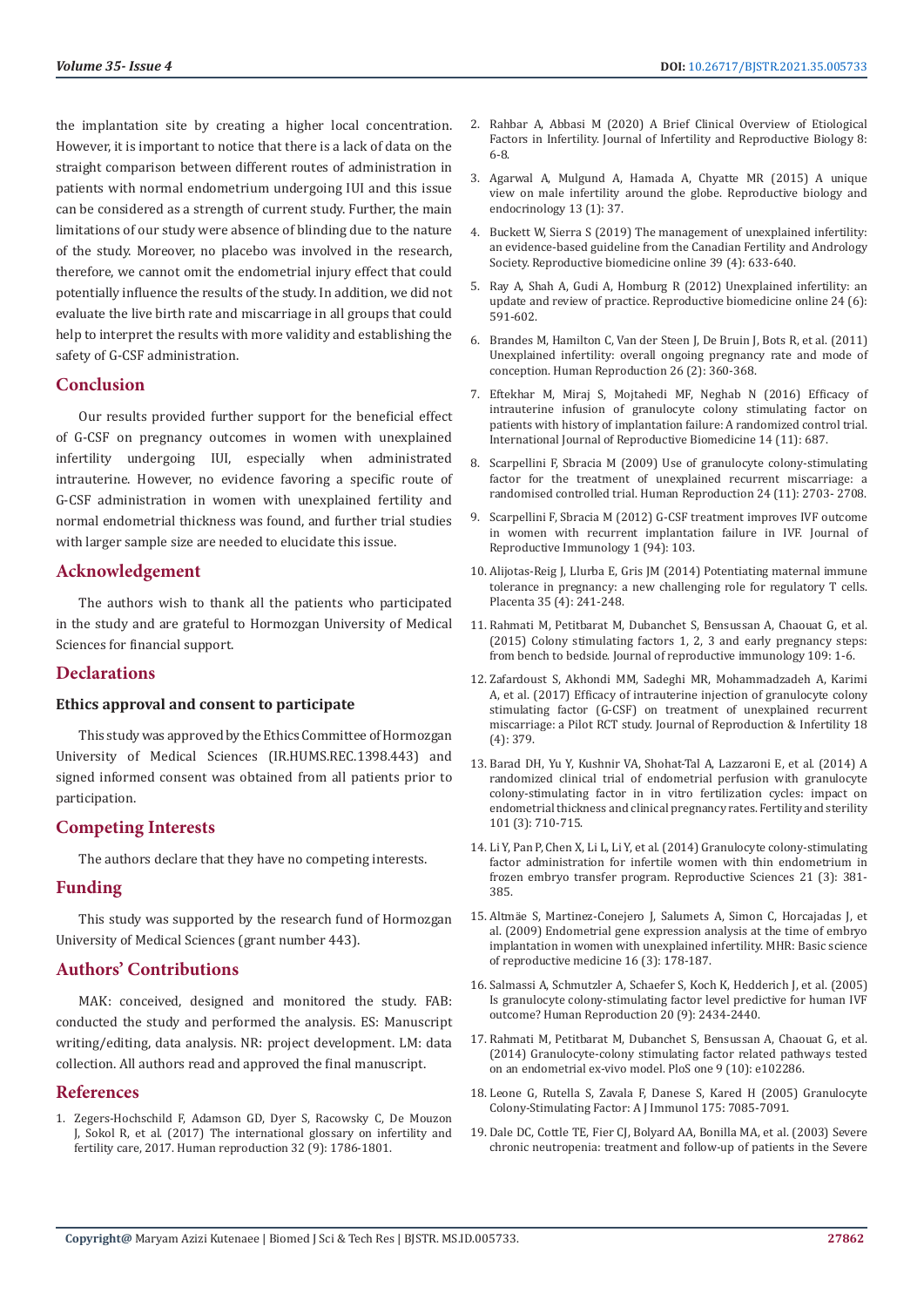the implantation site by creating a higher local concentration. However, it is important to notice that there is a lack of data on the straight comparison between different routes of administration in patients with normal endometrium undergoing IUI and this issue can be considered as a strength of current study. Further, the main limitations of our study were absence of blinding due to the nature of the study. Moreover, no placebo was involved in the research, therefore, we cannot omit the endometrial injury effect that could potentially influence the results of the study. In addition, we did not evaluate the live birth rate and miscarriage in all groups that could help to interpret the results with more validity and establishing the safety of G-CSF administration.

## Conclusion

Our results provided further support for the beneficial effect of G-CSF on pregnancy outcomes in women with unexplained infertility undergoing IUI, especially when administrated intrauterine. However, no evidence favoring a specific route of G-CSF administration in women with unexplained fertility and normal endometrial thickness was found, and further trial studies with larger sample size are needed to elucidate this issue.

## Acknowledgement

The authors wish to thank all the patients who participated in the study and are grateful to Hormozgan University of Medical Sciences for financial support.

## Declarations

### Ethics approval and consent to participate

This study was approved by the Ethics Committee of Hormozgan University of Medical Sciences (IR.HUMS.REC.1398.443) and signed informed consent was obtained from all patients prior to participation.

## Competing Interests

The authors declare that they have no competing interests.

## Funding

This study was supported by the research fund of Hormozgan University of Medical Sciences (grant number 443).

## Authors' Contributions

MAK: conceived, designed and monitored the study. FAB: conducted the study and performed the analysis. ES: Manuscript writing/editing, data analysis. NR: project development. LM: data collection. All authors read and approved the final manuscript.

## References

1. Zegers-Hochschild F, Adamson GD, Dyer S, Racowsky C, De Mouzon J, Sokol R, et al. (2017) The international glossary on infertility and fertility care, 2017. Human reproduction 32 (9): 1786-1801.
2. Rahbar A, Abbasi M (2020) A Brief Clinical Overview of Etiological Factors in Infertility. Journal of Infertility and Reproductive Biology 8: 6-8.
3. Agarwal A, Mulgund A, Hamada A, Chyatte MR (2015) A unique view on male infertility around the globe. Reproductive biology and endocrinology 13 (1): 37.
4. Buckett W, Sierra S (2019) The management of unexplained infertility: an evidence-based guideline from the Canadian Fertility and Andrology Society. Reproductive biomedicine online 39 (4): 633-640.
5. Ray A, Shah A, Gudi A, Homburg R (2012) Unexplained infertility: an update and review of practice. Reproductive biomedicine online 24 (6): 591-602.
6. Brandes M, Hamilton C, Van der Steen J, De Bruijn J, Bots R, et al. (2011) Unexplained infertility: overall ongoing pregnancy rate and mode of conception. Human Reproduction 26 (2): 360-368.
7. Eftekhar M, Miraj S, Mojtahedi MF, Neghab N (2016) Efficacy of intrauterine infusion of granulocyte colony stimulating factor on patients with history of implantation failure: A randomized control trial. International Journal of Reproductive Biomedicine 14 (11): 687.
8. Scarpellini F, Sbracia M (2009) Use of granulocyte colony-stimulating factor for the treatment of unexplained recurrent miscarriage: a randomised controlled trial. Human Reproduction 24 (11): 2703- 2708.
9. Scarpellini F, Sbracia M (2012) G-CSF treatment improves IVF outcome in women with recurrent implantation failure in IVF. Journal of Reproductive Immunology 1 (94): 103.
10. Alijotas-Reig J, Llurba E, Gris JM (2014) Potentiating maternal immune tolerance in pregnancy: a new challenging role for regulatory T cells. Placenta 35 (4): 241-248.
11. Rahmati M, Petitbarat M, Dubanchet S, Bensussan A, Chaouat G, et al. (2015) Colony stimulating factors 1, 2, 3 and early pregnancy steps: from bench to bedside. Journal of reproductive immunology 109: 1-6.
12. Zafardoust S, Akhondi MM, Sadeghi MR, Mohammadzadeh A, Karimi A, et al. (2017) Efficacy of intrauterine injection of granulocyte colony stimulating factor (G-CSF) on treatment of unexplained recurrent miscarriage: a Pilot RCT study. Journal of Reproduction & Infertility 18 (4): 379.
13. Barad DH, Yu Y, Kushnir VA, Shohat-Tal A, Lazzaroni E, et al. (2014) A randomized clinical trial of endometrial perfusion with granulocyte colony-stimulating factor in in vitro fertilization cycles: impact on endometrial thickness and clinical pregnancy rates. Fertility and sterility 101 (3): 710-715.
14. Li Y, Pan P, Chen X, Li L, Li Y, et al. (2014) Granulocyte colony-stimulating factor administration for infertile women with thin endometrium in frozen embryo transfer program. Reproductive Sciences 21 (3): 381-385.
15. Altmäe S, Martinez-Conejero J, Salumets A, Simon C, Horcajadas J, et al. (2009) Endometrial gene expression analysis at the time of embryo implantation in women with unexplained infertility. MHR: Basic science of reproductive medicine 16 (3): 178-187.
16. Salmassi A, Schmutzler A, Schaefer S, Koch K, Hedderich J, et al. (2005) Is granulocyte colony-stimulating factor level predictive for human IVF outcome? Human Reproduction 20 (9): 2434-2440.
17. Rahmati M, Petitbarat M, Dubanchet S, Bensussan A, Chaouat G, et al. (2014) Granulocyte-colony stimulating factor related pathways tested on an endometrial ex-vivo model. PloS one 9 (10): e102286.
18. Leone G, Rutella S, Zavala F, Danese S, Kared H (2005) Granulocyte Colony-Stimulating Factor: A J Immunol 175: 7085-7091.
19. Dale DC, Cottle TE, Fier CJ, Bolyard AA, Bonilla MA, et al. (2003) Severe chronic neutropenia: treatment and follow-up of patients in the Severe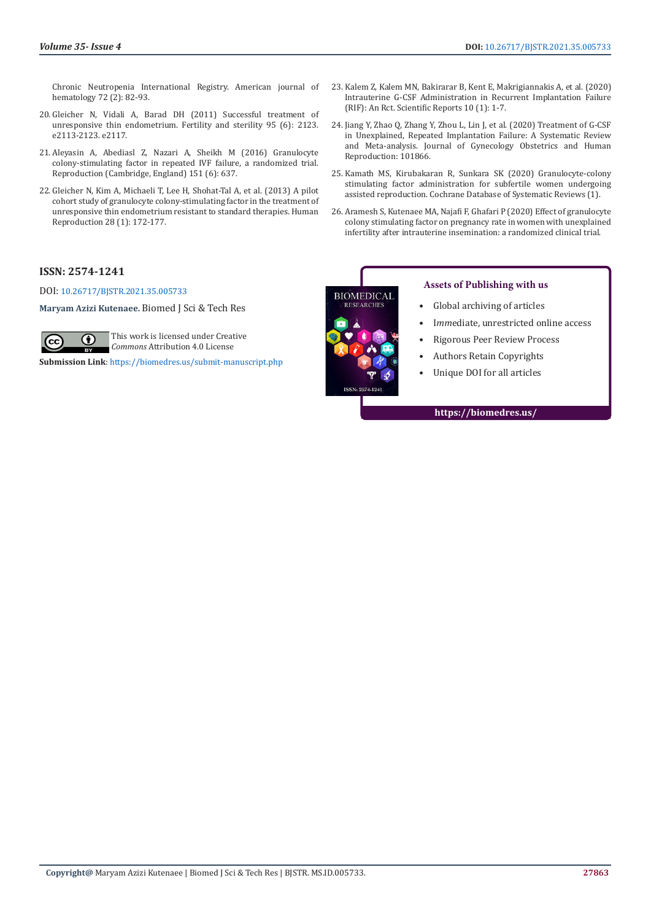Chronic Neutropenia International Registry. American journal of hematology 72 (2): 82-93.

20. Gleicher N, Vidali A, Barad DH (2011) Successful treatment of unresponsive thin endometrium. Fertility and sterility 95 (6): 2123. e2113-2123. e2117.
21. Aleyasin A, Abediasl Z, Nazari A, Sheikh M (2016) Granulocyte colony-stimulating factor in repeated IVF failure, a randomized trial. Reproduction (Cambridge, England) 151 (6): 637.
22. Gleicher N, Kim A, Michaeli T, Lee H, Shohat-Tal A, et al. (2013) A pilot cohort study of granulocyte colony-stimulating factor in the treatment of unresponsive thin endometrium resistant to standard therapies. Human Reproduction 28 (1): 172-177.
23. Kalem Z, Kalem MN, Bakirarar B, Kent E, Makrigiannakis A, et al. (2020) Intrauterine G-CSF Administration in Recurrent Implantation Failure (RIF): An Rct. Scientific Reports 10 (1): 1-7.
24. Jiang Y, Zhao Q, Zhang Y, Zhou L, Lin J, et al. (2020) Treatment of G-CSF in Unexplained, Repeated Implantation Failure: A Systematic Review and Meta-analysis. Journal of Gynecology Obstetrics and Human Reproduction: 101866.
25. Kamath MS, Kirubakaran R, Sunkara SK (2020) Granulocyte-colony stimulating factor administration for subfertile women undergoing assisted reproduction. Cochrane Database of Systematic Reviews (1).
26. Aramesh S, Kutenaee MA, Najafi F, Ghafari P (2020) Effect of granulocyte colony stimulating factor on pregnancy rate in women with unexplained infertility after intrauterine insemination: a randomized clinical trial.

**ISSN: 2574-1241**

DOI: 10.26717/BJSTR.2021.35.005733

**Maryam Azizi Kutenaee.** Biomed J Sci & Tech Res

This work is licensed under Creative *Commons* Attribution 4.0 License

**Submission Link**: https://biomedres.us/submit-manuscript.php

**Assets of Publishing with us**

- Global archiving of articles
- Immediate, unrestricted online access
- Rigorous Peer Review Process
- Authors Retain Copyrights
- Unique DOI for all articles

**https://biomedres.us/**